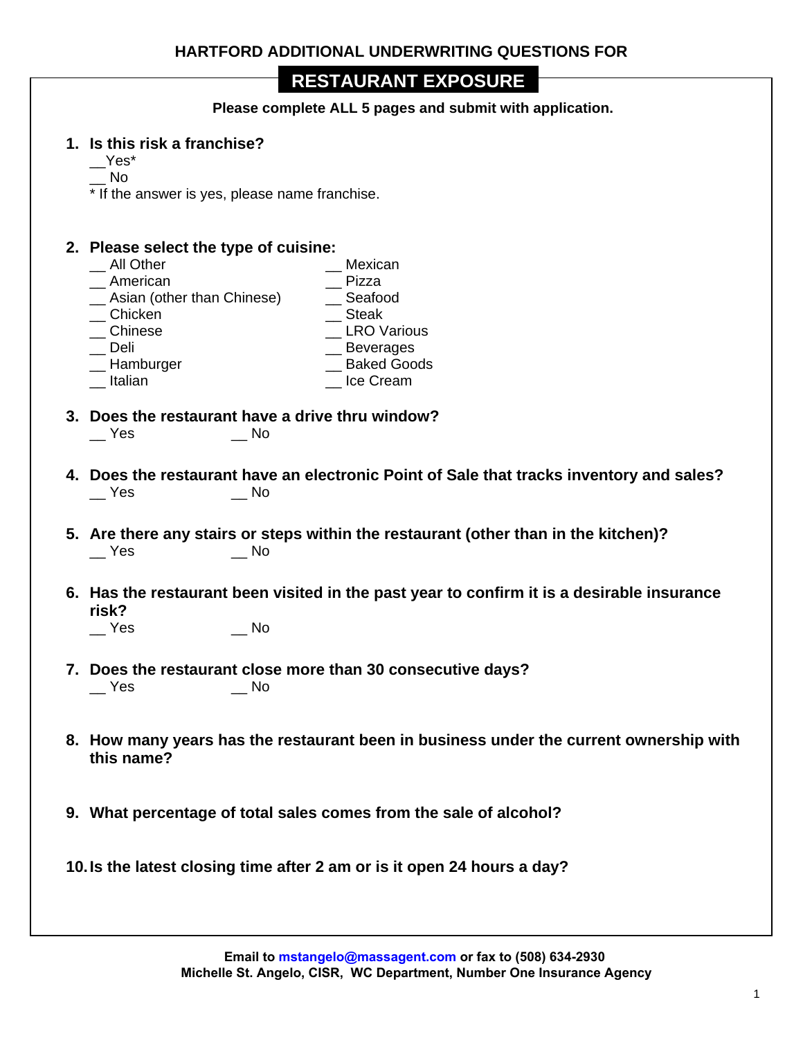## HARTFORD ADDITIONAL UNDERWRITING QUESTIONS FOR

# RESTAURANT EXPOSURE

**Please complete ALL 5 pages and submit with application.**

1. **Is this risk a franchise?**
   __Yes*
   __ No
   * If the answer is yes, please name franchise.

2. **Please select the type of cuisine:**

   __ All Other
   __ American
   __ Asian (other than Chinese)
   __ Chicken
   __ Chinese
   __ Deli
   __ Hamburger
   __ Italian
   __ Mexican
   __ Pizza
   __ Seafood
   __ Steak
   __ LRO Various
   __ Beverages
   __ Baked Goods
   __ Ice Cream

3. **Does the restaurant have a drive thru window?**
   __ Yes __ No

4. **Does the restaurant have an electronic Point of Sale that tracks inventory and sales?**
   __ Yes __ No

5. **Are there any stairs or steps within the restaurant (other than in the kitchen)?**
   __ Yes __ No

6. **Has the restaurant been visited in the past year to confirm it is a desirable insurance risk?**
   __ Yes __ No

7. **Does the restaurant close more than 30 consecutive days?**
   __ Yes __ No

8. **How many years has the restaurant been in business under the current ownership with this name?**

9. **What percentage of total sales comes from the sale of alcohol?**

10. **Is the latest closing time after 2 am or is it open 24 hours a day?**

**Email to mstangelo@massagent.com or fax to (508) 634-2930**
**Michelle St. Angelo, CISR, WC Department, Number One Insurance Agency**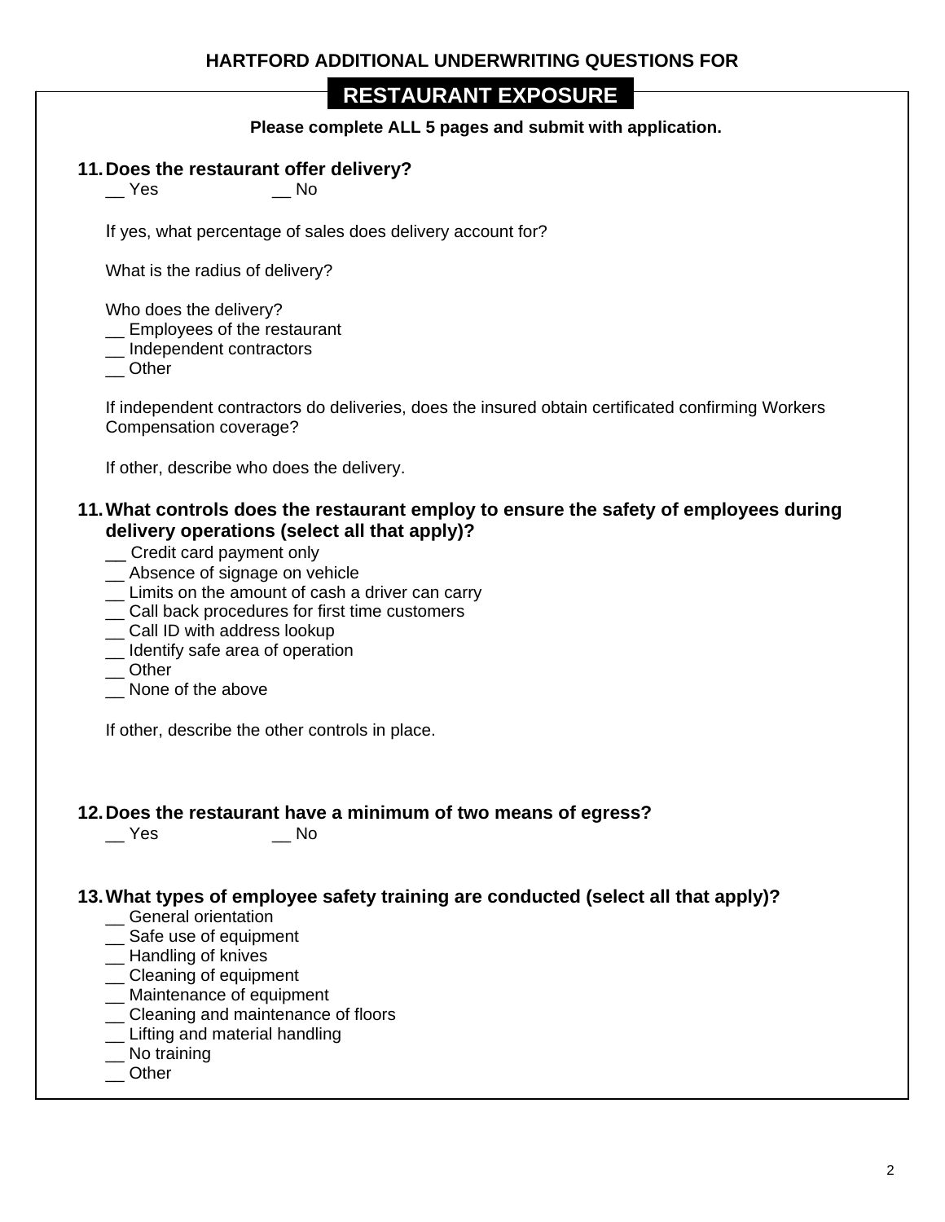## HARTFORD ADDITIONAL UNDERWRITING QUESTIONS FOR

## RESTAURANT EXPOSURE

**Please complete ALL 5 pages and submit with application.**

**11. Does the restaurant offer delivery?**

__ Yes __ No

If yes, what percentage of sales does delivery account for?

What is the radius of delivery?

Who does the delivery?

__ Employees of the restaurant
__ Independent contractors
__ Other

If independent contractors do deliveries, does the insured obtain certificated confirming Workers Compensation coverage?

If other, describe who does the delivery.

**11. What controls does the restaurant employ to ensure the safety of employees during delivery operations (select all that apply)?**

__ Credit card payment only
__ Absence of signage on vehicle
__ Limits on the amount of cash a driver can carry
__ Call back procedures for first time customers
__ Call ID with address lookup
__ Identify safe area of operation
__ Other
__ None of the above

If other, describe the other controls in place.

**12. Does the restaurant have a minimum of two means of egress?**

__ Yes __ No

**13. What types of employee safety training are conducted (select all that apply)?**

__ General orientation
__ Safe use of equipment
__ Handling of knives
__ Cleaning of equipment
__ Maintenance of equipment
__ Cleaning and maintenance of floors
__ Lifting and material handling
__ No training
__ Other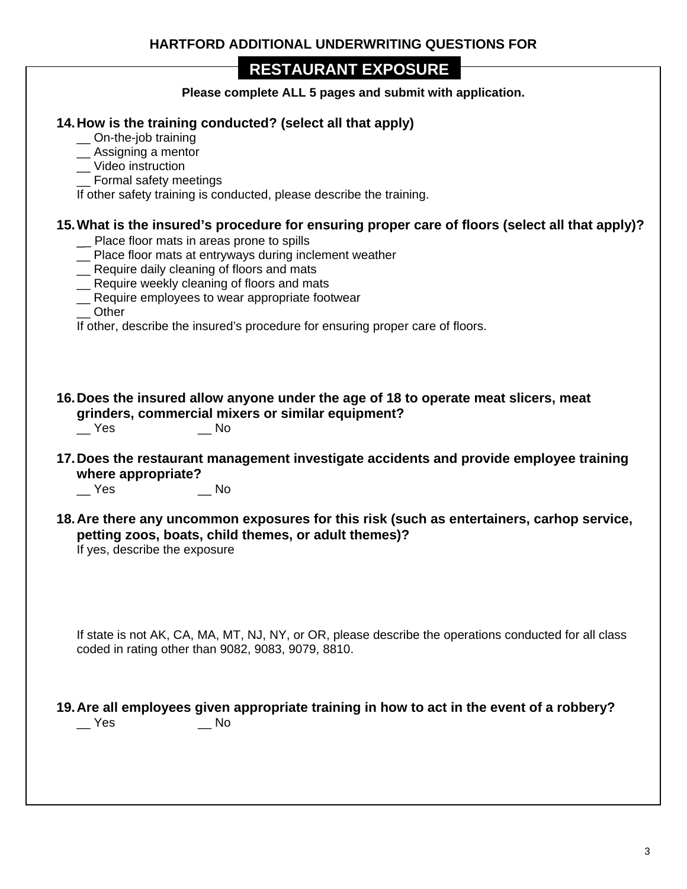## HARTFORD ADDITIONAL UNDERWRITING QUESTIONS FOR

# RESTAURANT EXPOSURE

**Please complete ALL 5 pages and submit with application.**

**14. How is the training conducted? (select all that apply)**

__ On-the-job training
__ Assigning a mentor
__ Video instruction
__ Formal safety meetings

If other safety training is conducted, please describe the training.

**15. What is the insured's procedure for ensuring proper care of floors (select all that apply)?**

__ Place floor mats in areas prone to spills
__ Place floor mats at entryways during inclement weather
__ Require daily cleaning of floors and mats
__ Require weekly cleaning of floors and mats
__ Require employees to wear appropriate footwear
__ Other

If other, describe the insured's procedure for ensuring proper care of floors.

**16. Does the insured allow anyone under the age of 18 to operate meat slicers, meat grinders, commercial mixers or similar equipment?**

__ Yes __ No

**17. Does the restaurant management investigate accidents and provide employee training where appropriate?**

__ Yes __ No

**18. Are there any uncommon exposures for this risk (such as entertainers, carhop service, petting zoos, boats, child themes, or adult themes)?**

If yes, describe the exposure

If state is not AK, CA, MA, MT, NJ, NY, or OR, please describe the operations conducted for all class coded in rating other than 9082, 9083, 9079, 8810.

**19. Are all employees given appropriate training in how to act in the event of a robbery?**

__ Yes __ No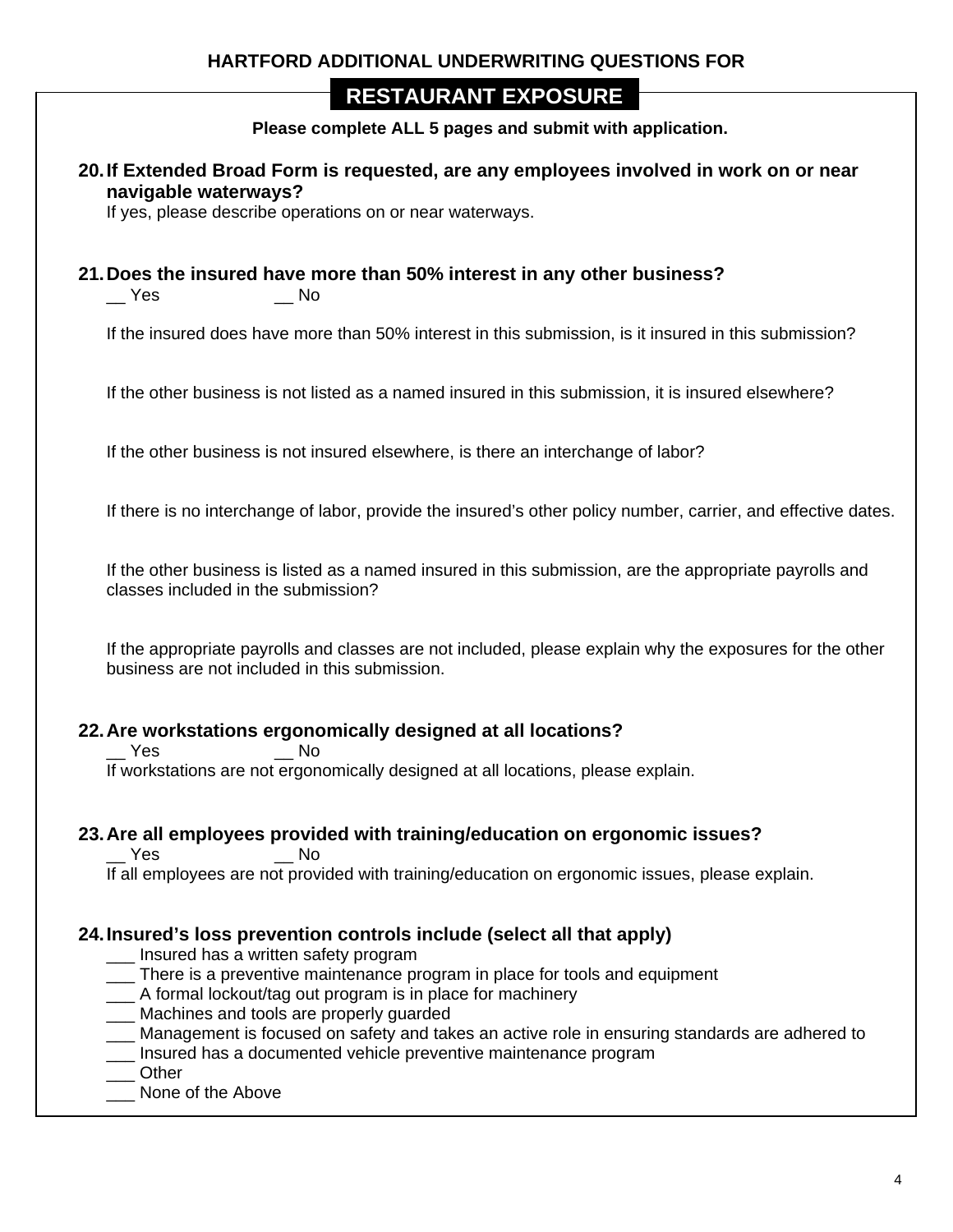## HARTFORD ADDITIONAL UNDERWRITING QUESTIONS FOR

# RESTAURANT EXPOSURE

**Please complete ALL 5 pages and submit with application.**

**20. If Extended Broad Form is requested, are any employees involved in work on or near navigable waterways?**

If yes, please describe operations on or near waterways.

**21. Does the insured have more than 50% interest in any other business?**

__ Yes __ No

If the insured does have more than 50% interest in this submission, is it insured in this submission?

If the other business is not listed as a named insured in this submission, it is insured elsewhere?

If the other business is not insured elsewhere, is there an interchange of labor?

If there is no interchange of labor, provide the insured's other policy number, carrier, and effective dates.

If the other business is listed as a named insured in this submission, are the appropriate payrolls and classes included in the submission?

If the appropriate payrolls and classes are not included, please explain why the exposures for the other business are not included in this submission.

**22. Are workstations ergonomically designed at all locations?**

__ Yes __ No

If workstations are not ergonomically designed at all locations, please explain.

**23. Are all employees provided with training/education on ergonomic issues?**

__ Yes __ No

If all employees are not provided with training/education on ergonomic issues, please explain.

**24. Insured's loss prevention controls include (select all that apply)**

___ Insured has a written safety program
___ There is a preventive maintenance program in place for tools and equipment
___ A formal lockout/tag out program is in place for machinery
___ Machines and tools are properly guarded
___ Management is focused on safety and takes an active role in ensuring standards are adhered to
___ Insured has a documented vehicle preventive maintenance program
___ Other
___ None of the Above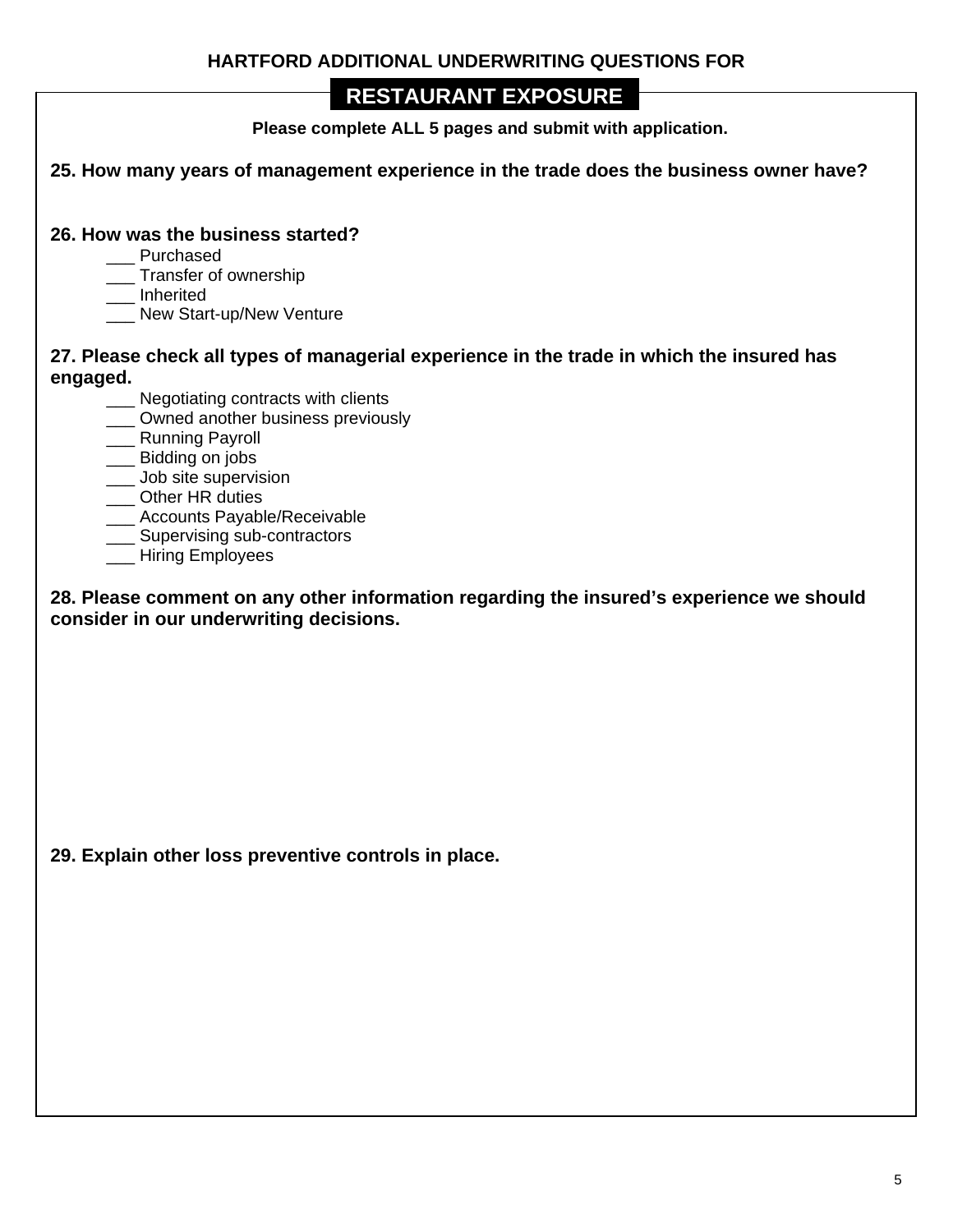HARTFORD ADDITIONAL UNDERWRITING QUESTIONS FOR

## RESTAURANT EXPOSURE

**Please complete ALL 5 pages and submit with application.**

**25. How many years of management experience in the trade does the business owner have?**

**26. How was the business started?**

___ Purchased
___ Transfer of ownership
___ Inherited
___ New Start-up/New Venture

**27. Please check all types of managerial experience in the trade in which the insured has engaged.**

___ Negotiating contracts with clients
___ Owned another business previously
___ Running Payroll
___ Bidding on jobs
___ Job site supervision
___ Other HR duties
___ Accounts Payable/Receivable
___ Supervising sub-contractors
___ Hiring Employees

**28. Please comment on any other information regarding the insured's experience we should consider in our underwriting decisions.**

**29. Explain other loss preventive controls in place.**